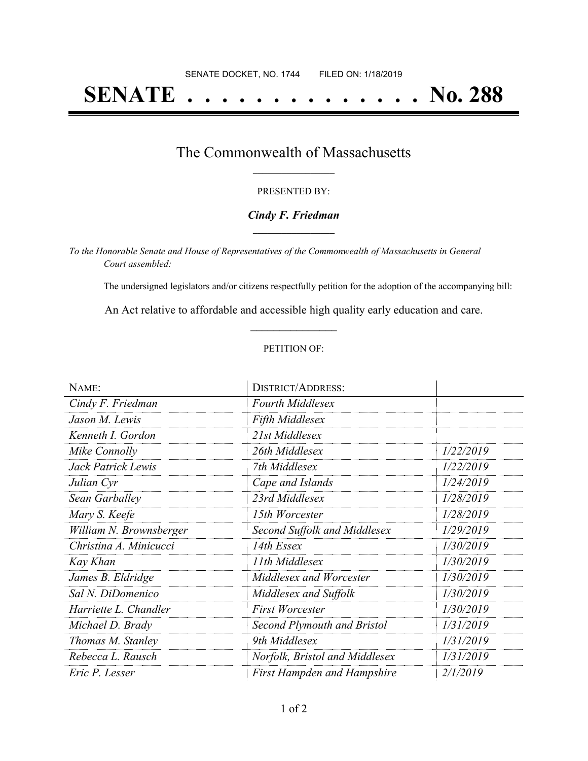SENATE DOCKET, NO. 1744        FILED ON: 1/18/2019

# SENATE . . . . . . . . . . . . . . No. 288

## The Commonwealth of Massachusetts

PRESENTED BY:

***Cindy F. Friedman***

*To the Honorable Senate and House of Representatives of the Commonwealth of Massachusetts in General Court assembled:*

The undersigned legislators and/or citizens respectfully petition for the adoption of the accompanying bill:

An Act relative to affordable and accessible high quality early education and care.

PETITION OF:

| NAME: | DISTRICT/ADDRESS: | |
|---|---|---|
| *Cindy F. Friedman* | *Fourth Middlesex* | |
| *Jason M. Lewis* | *Fifth Middlesex* | |
| *Kenneth I. Gordon* | *21st Middlesex* | |
| *Mike Connolly* | *26th Middlesex* | *1/22/2019* |
| *Jack Patrick Lewis* | *7th Middlesex* | *1/22/2019* |
| *Julian Cyr* | *Cape and Islands* | *1/24/2019* |
| *Sean Garballey* | *23rd Middlesex* | *1/28/2019* |
| *Mary S. Keefe* | *15th Worcester* | *1/28/2019* |
| *William N. Brownsberger* | *Second Suffolk and Middlesex* | *1/29/2019* |
| *Christina A. Minicucci* | *14th Essex* | *1/30/2019* |
| *Kay Khan* | *11th Middlesex* | *1/30/2019* |
| *James B. Eldridge* | *Middlesex and Worcester* | *1/30/2019* |
| *Sal N. DiDomenico* | *Middlesex and Suffolk* | *1/30/2019* |
| *Harriette L. Chandler* | *First Worcester* | *1/30/2019* |
| *Michael D. Brady* | *Second Plymouth and Bristol* | *1/31/2019* |
| *Thomas M. Stanley* | *9th Middlesex* | *1/31/2019* |
| *Rebecca L. Rausch* | *Norfolk, Bristol and Middlesex* | *1/31/2019* |
| *Eric P. Lesser* | *First Hampden and Hampshire* | *2/1/2019* |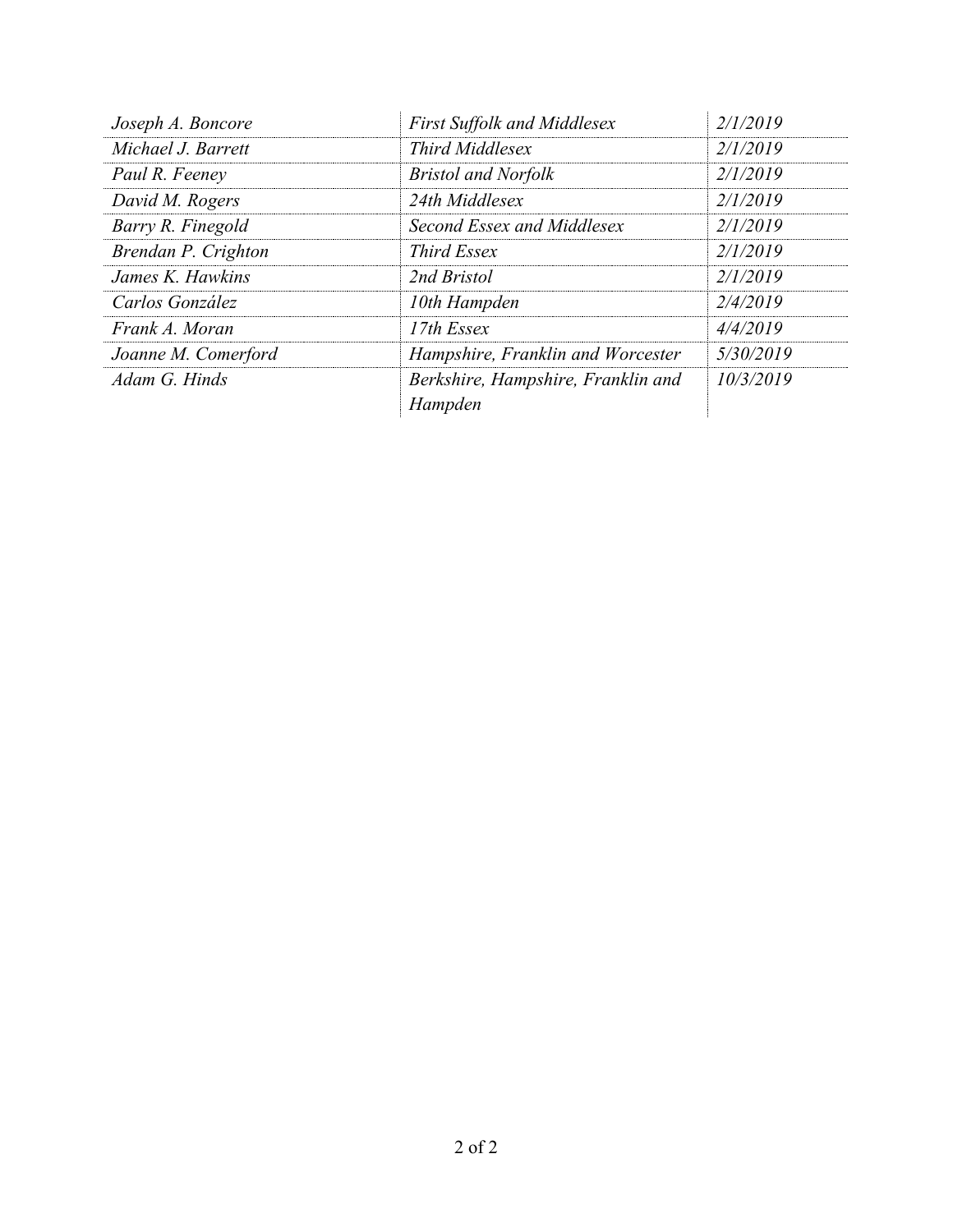| | | |
|---|---|---|
| *Joseph A. Boncore* | *First Suffolk and Middlesex* | *2/1/2019* |
| *Michael J. Barrett* | *Third Middlesex* | *2/1/2019* |
| *Paul R. Feeney* | *Bristol and Norfolk* | *2/1/2019* |
| *David M. Rogers* | *24th Middlesex* | *2/1/2019* |
| *Barry R. Finegold* | *Second Essex and Middlesex* | *2/1/2019* |
| *Brendan P. Crighton* | *Third Essex* | *2/1/2019* |
| *James K. Hawkins* | *2nd Bristol* | *2/1/2019* |
| *Carlos González* | *10th Hampden* | *2/4/2019* |
| *Frank A. Moran* | *17th Essex* | *4/4/2019* |
| *Joanne M. Comerford* | *Hampshire, Franklin and Worcester* | *5/30/2019* |
| *Adam G. Hinds* | *Berkshire, Hampshire, Franklin and Hampden* | *10/3/2019* |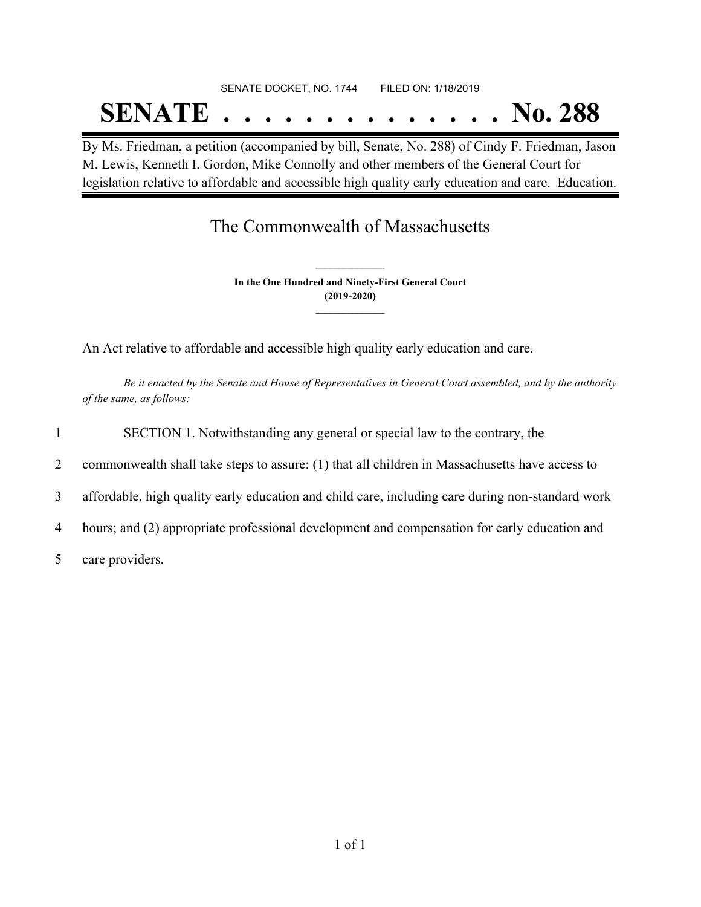SENATE DOCKET, NO. 1744        FILED ON: 1/18/2019

# SENATE . . . . . . . . . . . . . . No. 288

By Ms. Friedman, a petition (accompanied by bill, Senate, No. 288) of Cindy F. Friedman, Jason M. Lewis, Kenneth I. Gordon, Mike Connolly and other members of the General Court for legislation relative to affordable and accessible high quality early education and care. Education.

## The Commonwealth of Massachusetts

**In the One Hundred and Ninety-First General Court**
**(2019-2020)**

An Act relative to affordable and accessible high quality early education and care.

*Be it enacted by the Senate and House of Representatives in General Court assembled, and by the authority of the same, as follows:*

1 SECTION 1. Notwithstanding any general or special law to the contrary, the
2 commonwealth shall take steps to assure: (1) that all children in Massachusetts have access to
3 affordable, high quality early education and child care, including care during non-standard work
4 hours; and (2) appropriate professional development and compensation for early education and
5 care providers.